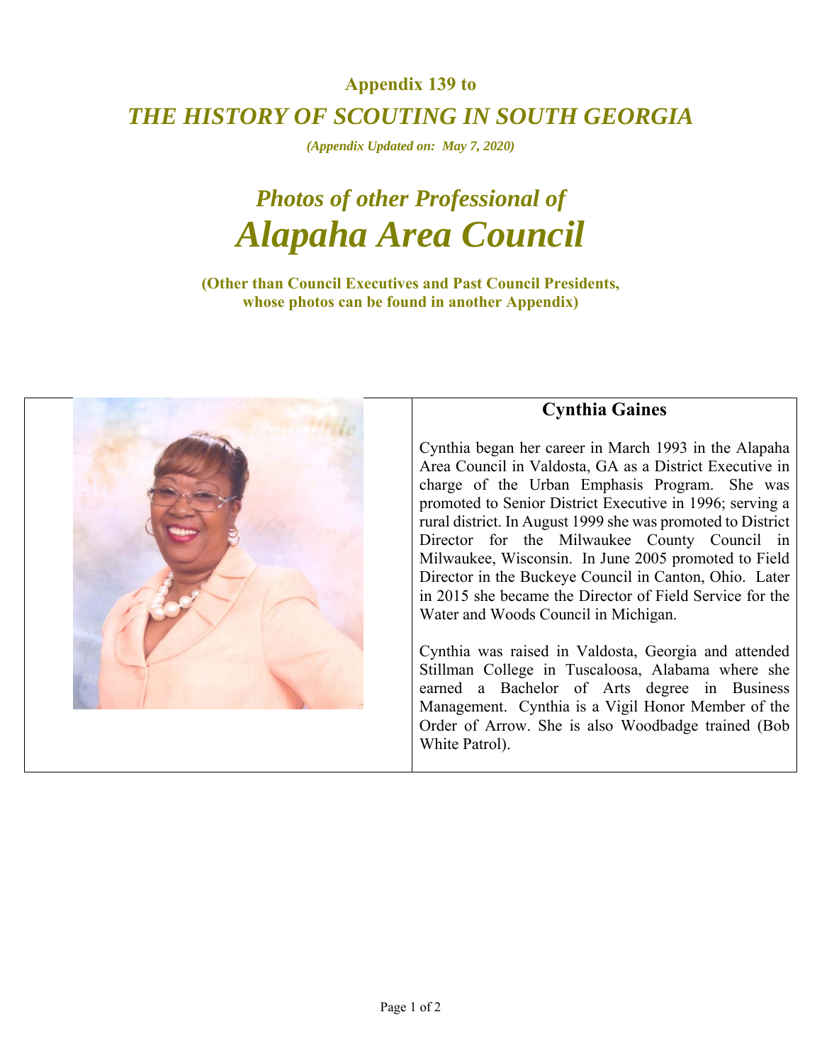**Appendix 139 to**

# *THE HISTORY OF SCOUTING IN SOUTH GEORGIA*

***(Appendix Updated on: May 7, 2020)***

## *Photos of other Professional of*

# *Alapaha Area Council*

**(Other than Council Executives and Past Council Presidents, whose photos can be found in another Appendix)**

### Cynthia Gaines

Cynthia began her career in March 1993 in the Alapaha Area Council in Valdosta, GA as a District Executive in charge of the Urban Emphasis Program. She was promoted to Senior District Executive in 1996; serving a rural district. In August 1999 she was promoted to District Director for the Milwaukee County Council in Milwaukee, Wisconsin. In June 2005 promoted to Field Director in the Buckeye Council in Canton, Ohio. Later in 2015 she became the Director of Field Service for the Water and Woods Council in Michigan.

Cynthia was raised in Valdosta, Georgia and attended Stillman College in Tuscaloosa, Alabama where she earned a Bachelor of Arts degree in Business Management. Cynthia is a Vigil Honor Member of the Order of Arrow. She is also Woodbadge trained (Bob White Patrol).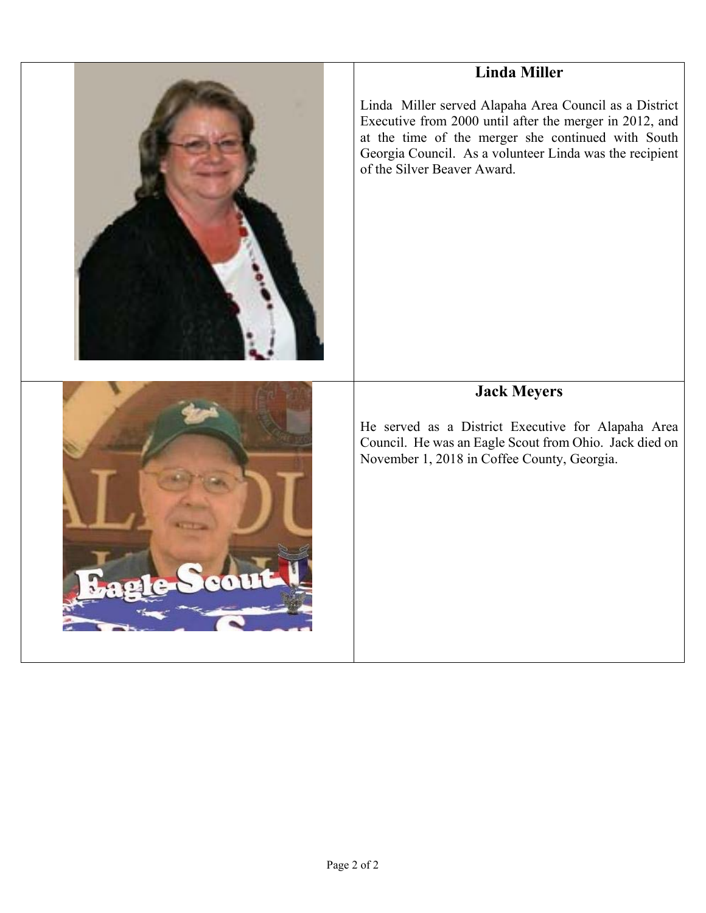## Linda Miller

Linda Miller served Alapaha Area Council as a District Executive from 2000 until after the merger in 2012, and at the time of the merger she continued with South Georgia Council. As a volunteer Linda was the recipient of the Silver Beaver Award.

## Jack Meyers

He served as a District Executive for Alapaha Area Council. He was an Eagle Scout from Ohio. Jack died on November 1, 2018 in Coffee County, Georgia.